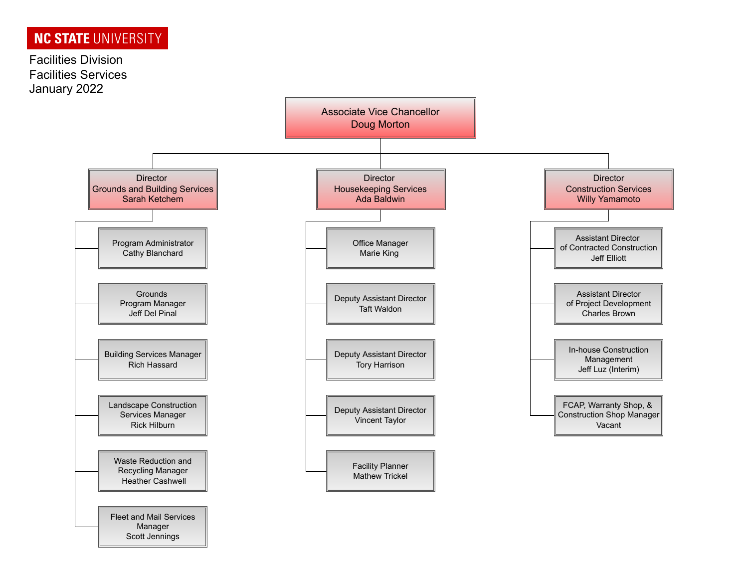**NC STATE UNIVERSITY**

Facilities Division
Facilities Services
January 2022

- **Associate Vice Chancellor** — Doug Morton
  - **Director, Grounds and Building Services** — Sarah Ketchem
    - Program Administrator — Cathy Blanchard
    - Grounds Program Manager — Jeff Del Pinal
    - Building Services Manager — Rich Hassard
    - Landscape Construction Services Manager — Rick Hilburn
    - Waste Reduction and Recycling Manager — Heather Cashwell
    - Fleet and Mail Services Manager — Scott Jennings
  - **Director, Housekeeping Services** — Ada Baldwin
    - Office Manager — Marie King
    - Deputy Assistant Director — Taft Waldon
    - Deputy Assistant Director — Tory Harrison
    - Deputy Assistant Director — Vincent Taylor
    - Facility Planner — Mathew Trickel
  - **Director, Construction Services** — Willy Yamamoto
    - Assistant Director of Contracted Construction — Jeff Elliott
    - Assistant Director of Project Development — Charles Brown
    - In-house Construction Management — Jeff Luz (Interim)
    - FCAP, Warranty Shop, & Construction Shop Manager — Vacant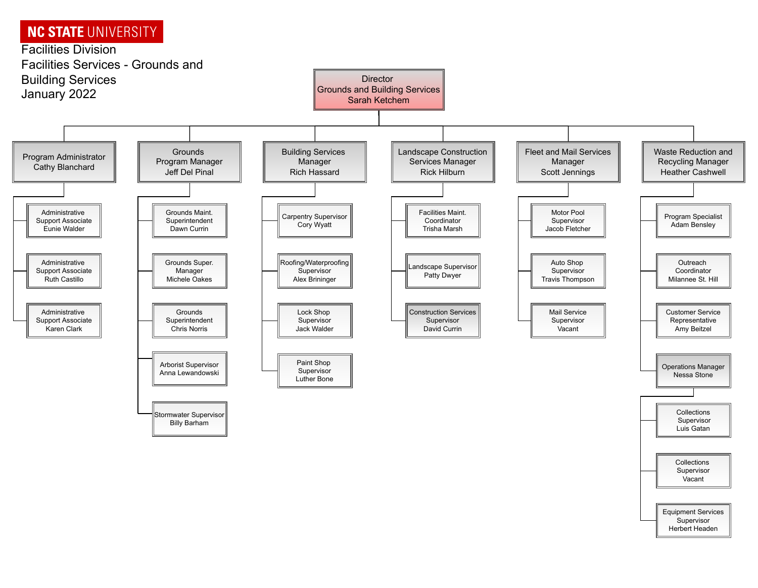**NC STATE UNIVERSITY**

Facilities Division
Facilities Services - Grounds and Building Services
January 2022

# Director, Grounds and Building Services — Sarah Ketchem

## Program Administrator — Cathy Blanchard
- Administrative Support Associate — Eunie Walder
- Administrative Support Associate — Ruth Castillo
- Administrative Support Associate — Karen Clark

## Grounds Program Manager — Jeff Del Pinal
- Grounds Maint. Superintendent — Dawn Currin
- Grounds Super. Manager — Michele Oakes
- Grounds Superintendent — Chris Norris
- Arborist Supervisor — Anna Lewandowski
- Stormwater Supervisor — Billy Barham

## Building Services Manager — Rich Hassard
- Carpentry Supervisor — Cory Wyatt
- Roofing/Waterproofing Supervisor — Alex Brininger
- Lock Shop Supervisor — Jack Walder
- Paint Shop Supervisor — Luther Bone

## Landscape Construction Services Manager — Rick Hilburn
- Facilities Maint. Coordinator — Trisha Marsh
- Landscape Supervisor — Patty Dwyer
- Construction Services Supervisor — David Currin

## Fleet and Mail Services Manager — Scott Jennings
- Motor Pool Supervisor — Jacob Fletcher
- Auto Shop Supervisor — Travis Thompson
- Mail Service Supervisor — Vacant

## Waste Reduction and Recycling Manager — Heather Cashwell
- Program Specialist — Adam Bensley
- Outreach Coordinator — Milannee St. Hill
- Customer Service Representative — Amy Beitzel
- Operations Manager — Nessa Stone
  - Collections Supervisor — Luis Gatan
  - Collections Supervisor — Vacant
  - Equipment Services Supervisor — Herbert Headen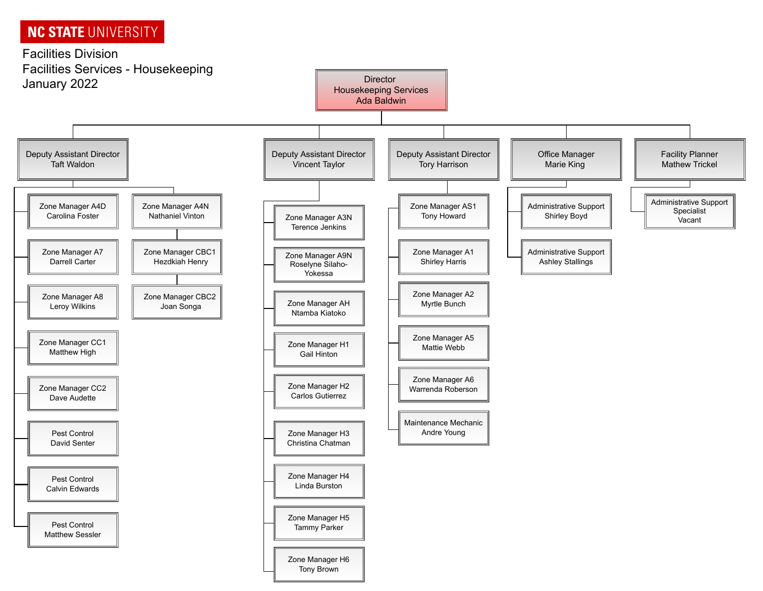NC STATE UNIVERSITY

Facilities Division
Facilities Services - Housekeeping
January 2022

- **Director, Housekeeping Services** — Ada Baldwin
  - **Deputy Assistant Director** — Taft Waldon
    - Zone Manager A4D — Carolina Foster
    - Zone Manager A7 — Darrell Carter
    - Zone Manager A8 — Leroy Wilkins
    - Zone Manager CC1 — Matthew High
    - Zone Manager CC2 — Dave Audette
    - Pest Control — David Senter
    - Pest Control — Calvin Edwards
    - Pest Control — Matthew Sessler
    - Zone Manager A4N — Nathaniel Vinton
      - Zone Manager CBC1 — Hezdkiah Henry
        - Zone Manager CBC2 — Joan Songa
  - **Deputy Assistant Director** — Vincent Taylor
    - Zone Manager A3N — Terence Jenkins
    - Zone Manager A9N — Roselyne Silaho-Yokessa
    - Zone Manager AH — Ntamba Kiatoko
    - Zone Manager H1 — Gail Hinton
    - Zone Manager H2 — Carlos Gutierrez
    - Zone Manager H3 — Christina Chatman
    - Zone Manager H4 — Linda Burston
    - Zone Manager H5 — Tammy Parker
    - Zone Manager H6 — Tony Brown
  - **Deputy Assistant Director** — Tory Harrison
    - Zone Manager AS1 — Tony Howard
    - Zone Manager A1 — Shirley Harris
    - Zone Manager A2 — Myrtle Bunch
    - Zone Manager A5 — Mattie Webb
    - Zone Manager A6 — Warrenda Roberson
    - Maintenance Mechanic — Andre Young
  - **Office Manager** — Marie King
    - Administrative Support — Shirley Boyd
    - Administrative Support — Ashley Stallings
  - **Facility Planner** — Mathew Trickel
    - Administrative Support Specialist — Vacant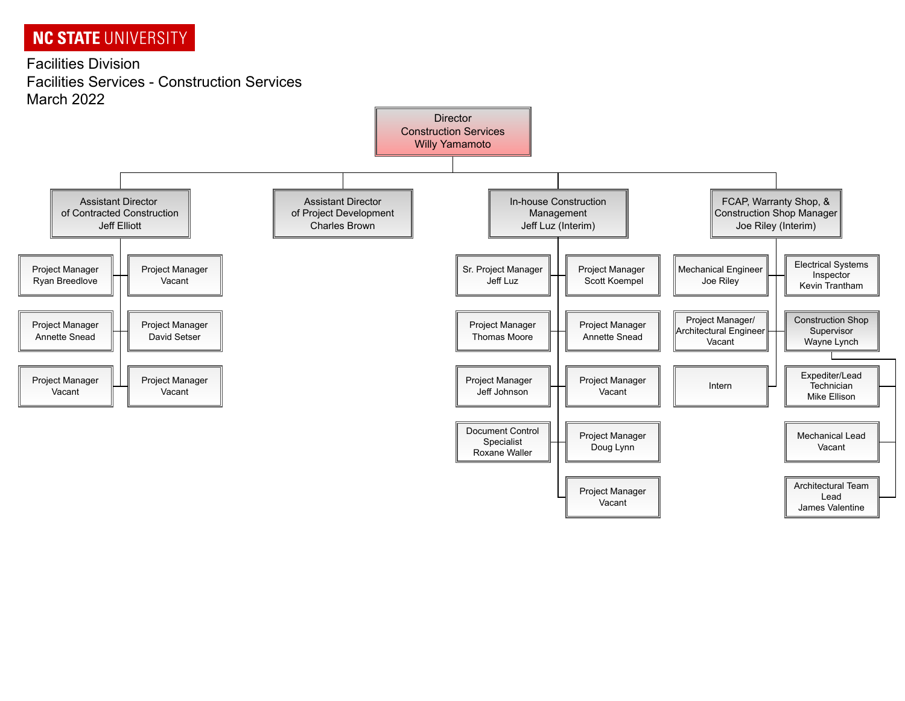NC STATE UNIVERSITY

Facilities Division
Facilities Services - Construction Services
March 2022

**Director**
**Construction Services**
**Willy Yamamoto**

- **Assistant Director of Contracted Construction** — Jeff Elliott
  - Project Manager — Ryan Breedlove
  - Project Manager — Vacant
  - Project Manager — Annette Snead
  - Project Manager — David Setser
  - Project Manager — Vacant
  - Project Manager — Vacant
- **Assistant Director of Project Development** — Charles Brown
- **In-house Construction Management** — Jeff Luz (Interim)
  - Sr. Project Manager — Jeff Luz
  - Project Manager — Scott Koempel
  - Project Manager — Thomas Moore
  - Project Manager — Annette Snead
  - Project Manager — Jeff Johnson
  - Project Manager — Vacant
  - Document Control Specialist — Roxane Waller
  - Project Manager — Doug Lynn
  - Project Manager — Vacant
- **FCAP, Warranty Shop, & Construction Shop Manager** — Joe Riley (Interim)
  - Mechanical Engineer — Joe Riley
  - Electrical Systems Inspector — Kevin Trantham
  - Project Manager/ Architectural Engineer — Vacant
  - Construction Shop Supervisor — Wayne Lynch
    - Expediter/Lead Technician — Mike Ellison
    - Mechanical Lead — Vacant
    - Architectural Team Lead — James Valentine
  - Intern